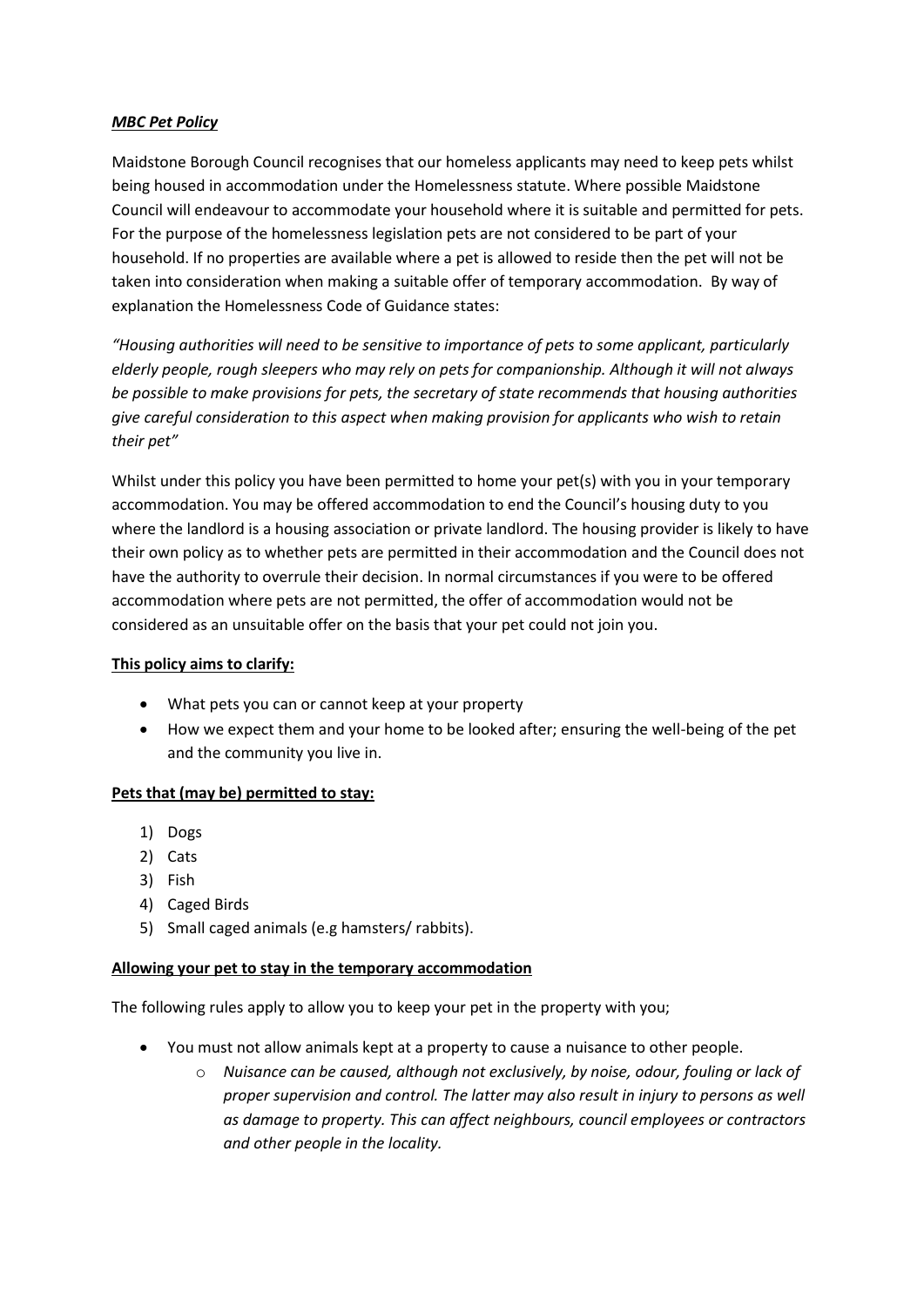***MBC Pet Policy***

Maidstone Borough Council recognises that our homeless applicants may need to keep pets whilst being housed in accommodation under the Homelessness statute. Where possible Maidstone Council will endeavour to accommodate your household where it is suitable and permitted for pets. For the purpose of the homelessness legislation pets are not considered to be part of your household. If no properties are available where a pet is allowed to reside then the pet will not be taken into consideration when making a suitable offer of temporary accommodation. By way of explanation the Homelessness Code of Guidance states:

*"Housing authorities will need to be sensitive to importance of pets to some applicant, particularly elderly people, rough sleepers who may rely on pets for companionship. Although it will not always be possible to make provisions for pets, the secretary of state recommends that housing authorities give careful consideration to this aspect when making provision for applicants who wish to retain their pet"*

Whilst under this policy you have been permitted to home your pet(s) with you in your temporary accommodation. You may be offered accommodation to end the Council's housing duty to you where the landlord is a housing association or private landlord. The housing provider is likely to have their own policy as to whether pets are permitted in their accommodation and the Council does not have the authority to overrule their decision. In normal circumstances if you were to be offered accommodation where pets are not permitted, the offer of accommodation would not be considered as an unsuitable offer on the basis that your pet could not join you.

**This policy aims to clarify:**

- What pets you can or cannot keep at your property
- How we expect them and your home to be looked after; ensuring the well-being of the pet and the community you live in.

**Pets that (may be) permitted to stay:**

1) Dogs
2) Cats
3) Fish
4) Caged Birds
5) Small caged animals (e.g hamsters/ rabbits).

**Allowing your pet to stay in the temporary accommodation**

The following rules apply to allow you to keep your pet in the property with you;

- You must not allow animals kept at a property to cause a nuisance to other people.
    - *Nuisance can be caused, although not exclusively, by noise, odour, fouling or lack of proper supervision and control. The latter may also result in injury to persons as well as damage to property. This can affect neighbours, council employees or contractors and other people in the locality.*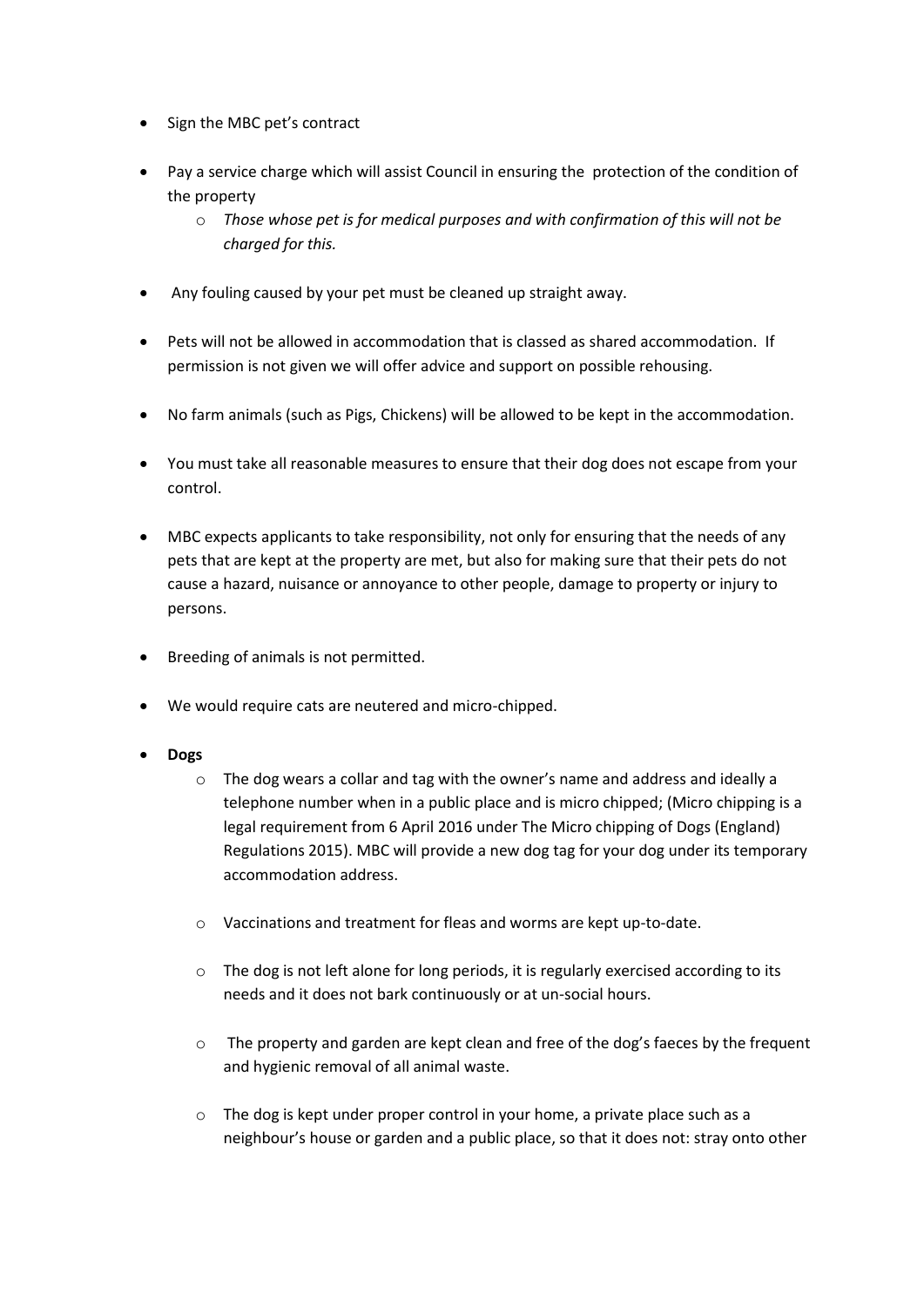- Sign the MBC pet's contract
- Pay a service charge which will assist Council in ensuring the protection of the condition of the property
  - *Those whose pet is for medical purposes and with confirmation of this will not be charged for this.*
- Any fouling caused by your pet must be cleaned up straight away.
- Pets will not be allowed in accommodation that is classed as shared accommodation. If permission is not given we will offer advice and support on possible rehousing.
- No farm animals (such as Pigs, Chickens) will be allowed to be kept in the accommodation.
- You must take all reasonable measures to ensure that their dog does not escape from your control.
- MBC expects applicants to take responsibility, not only for ensuring that the needs of any pets that are kept at the property are met, but also for making sure that their pets do not cause a hazard, nuisance or annoyance to other people, damage to property or injury to persons.
- Breeding of animals is not permitted.
- We would require cats are neutered and micro-chipped.
- **Dogs**
  - The dog wears a collar and tag with the owner's name and address and ideally a telephone number when in a public place and is micro chipped; (Micro chipping is a legal requirement from 6 April 2016 under The Micro chipping of Dogs (England) Regulations 2015). MBC will provide a new dog tag for your dog under its temporary accommodation address.
  - Vaccinations and treatment for fleas and worms are kept up-to-date.
  - The dog is not left alone for long periods, it is regularly exercised according to its needs and it does not bark continuously or at un-social hours.
  - The property and garden are kept clean and free of the dog's faeces by the frequent and hygienic removal of all animal waste.
  - The dog is kept under proper control in your home, a private place such as a neighbour's house or garden and a public place, so that it does not: stray onto other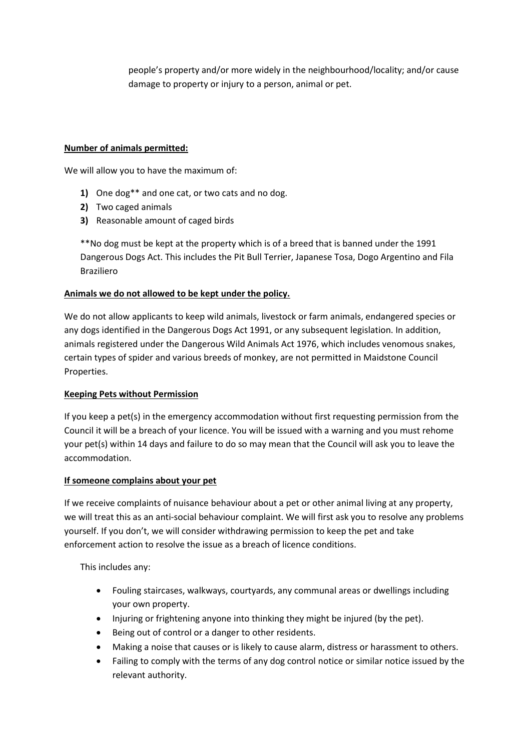people's property and/or more widely in the neighbourhood/locality; and/or cause damage to property or injury to a person, animal or pet.

**Number of animals permitted:**

We will allow you to have the maximum of:

1) One dog** and one cat, or two cats and no dog.
2) Two caged animals
3) Reasonable amount of caged birds

**No dog must be kept at the property which is of a breed that is banned under the 1991 Dangerous Dogs Act. This includes the Pit Bull Terrier, Japanese Tosa, Dogo Argentino and Fila Braziliero

**Animals we do not allowed to be kept under the policy.**

We do not allow applicants to keep wild animals, livestock or farm animals, endangered species or any dogs identified in the Dangerous Dogs Act 1991, or any subsequent legislation. In addition, animals registered under the Dangerous Wild Animals Act 1976, which includes venomous snakes, certain types of spider and various breeds of monkey, are not permitted in Maidstone Council Properties.

**Keeping Pets without Permission**

If you keep a pet(s) in the emergency accommodation without first requesting permission from the Council it will be a breach of your licence. You will be issued with a warning and you must rehome your pet(s) within 14 days and failure to do so may mean that the Council will ask you to leave the accommodation.

**If someone complains about your pet**

If we receive complaints of nuisance behaviour about a pet or other animal living at any property, we will treat this as an anti-social behaviour complaint. We will first ask you to resolve any problems yourself. If you don't, we will consider withdrawing permission to keep the pet and take enforcement action to resolve the issue as a breach of licence conditions.

This includes any:

- Fouling staircases, walkways, courtyards, any communal areas or dwellings including your own property.
- Injuring or frightening anyone into thinking they might be injured (by the pet).
- Being out of control or a danger to other residents.
- Making a noise that causes or is likely to cause alarm, distress or harassment to others.
- Failing to comply with the terms of any dog control notice or similar notice issued by the relevant authority.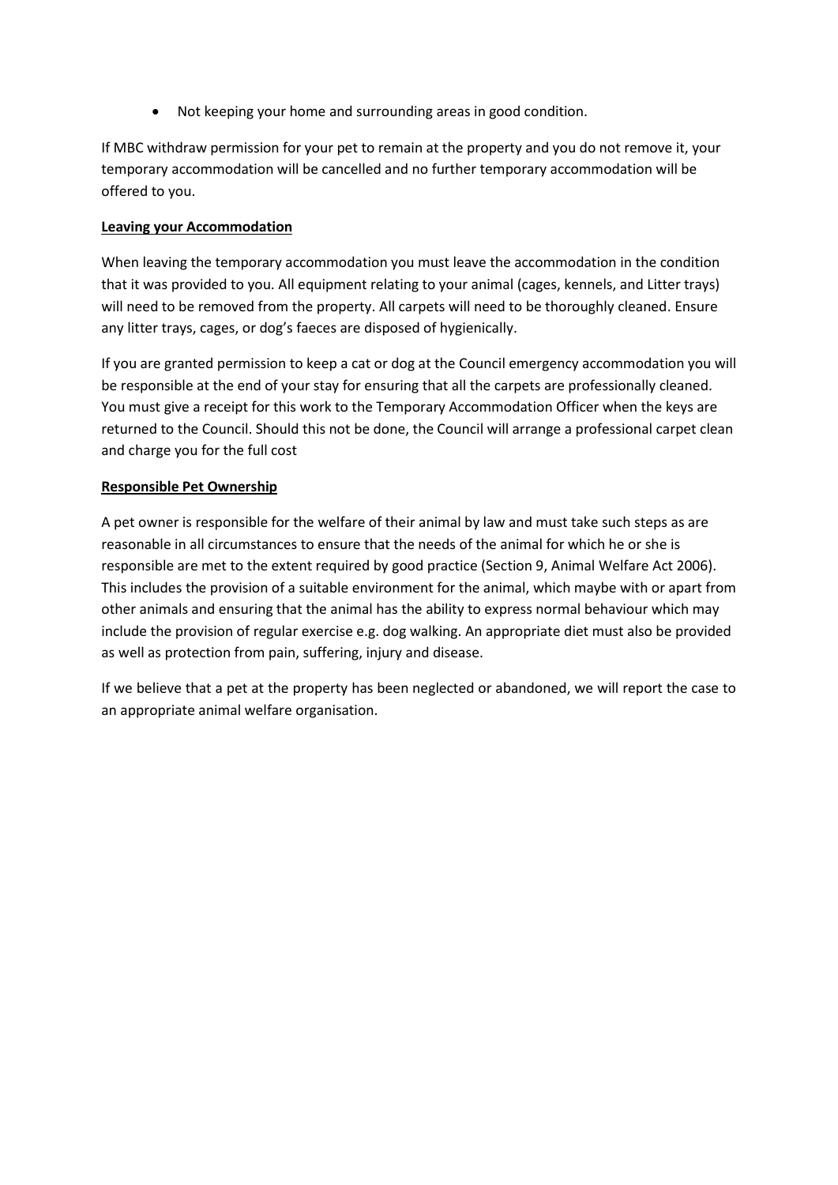- Not keeping your home and surrounding areas in good condition.

If MBC withdraw permission for your pet to remain at the property and you do not remove it, your temporary accommodation will be cancelled and no further temporary accommodation will be offered to you.

**Leaving your Accommodation**

When leaving the temporary accommodation you must leave the accommodation in the condition that it was provided to you. All equipment relating to your animal (cages, kennels, and Litter trays) will need to be removed from the property. All carpets will need to be thoroughly cleaned. Ensure any litter trays, cages, or dog's faeces are disposed of hygienically.

If you are granted permission to keep a cat or dog at the Council emergency accommodation you will be responsible at the end of your stay for ensuring that all the carpets are professionally cleaned. You must give a receipt for this work to the Temporary Accommodation Officer when the keys are returned to the Council. Should this not be done, the Council will arrange a professional carpet clean and charge you for the full cost

**Responsible Pet Ownership**

A pet owner is responsible for the welfare of their animal by law and must take such steps as are reasonable in all circumstances to ensure that the needs of the animal for which he or she is responsible are met to the extent required by good practice (Section 9, Animal Welfare Act 2006). This includes the provision of a suitable environment for the animal, which maybe with or apart from other animals and ensuring that the animal has the ability to express normal behaviour which may include the provision of regular exercise e.g. dog walking. An appropriate diet must also be provided as well as protection from pain, suffering, injury and disease.

If we believe that a pet at the property has been neglected or abandoned, we will report the case to an appropriate animal welfare organisation.